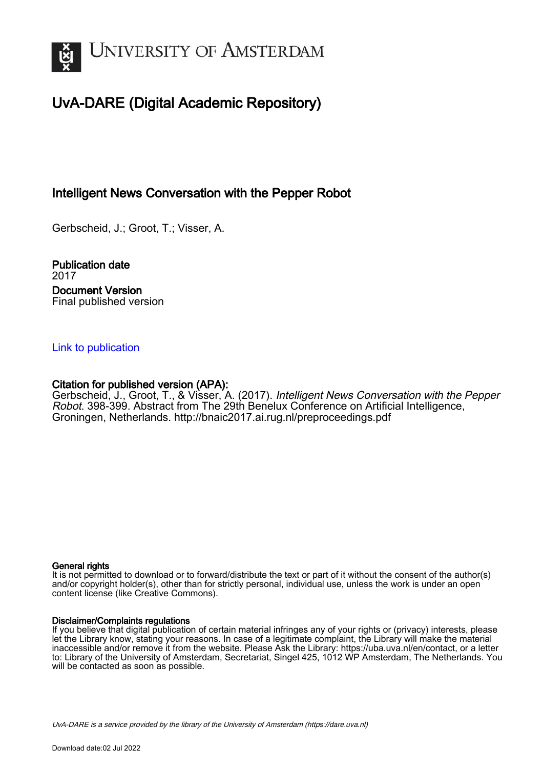# UvA-DARE (Digital Academic Repository)

## Intelligent News Conversation with the Pepper Robot

Gerbscheid, J.; Groot, T.; Visser, A.

**Publication date**
2017

**Document Version**
Final published version

[Link to publication]

**Citation for published version (APA):**
Gerbscheid, J., Groot, T., & Visser, A. (2017). *Intelligent News Conversation with the Pepper Robot*. 398-399. Abstract from The 29th Benelux Conference on Artificial Intelligence, Groningen, Netherlands. http://bnaic2017.ai.rug.nl/preproceedings.pdf

**General rights**
It is not permitted to download or to forward/distribute the text or part of it without the consent of the author(s) and/or copyright holder(s), other than for strictly personal, individual use, unless the work is under an open content license (like Creative Commons).

**Disclaimer/Complaints regulations**
If you believe that digital publication of certain material infringes any of your rights or (privacy) interests, please let the Library know, stating your reasons. In case of a legitimate complaint, the Library will make the material inaccessible and/or remove it from the website. Please Ask the Library: https://uba.uva.nl/en/contact, or a letter to: Library of the University of Amsterdam, Secretariat, Singel 425, 1012 WP Amsterdam, The Netherlands. You will be contacted as soon as possible.

UvA-DARE is a service provided by the library of the University of Amsterdam (https://dare.uva.nl)

Download date:02 Jul 2022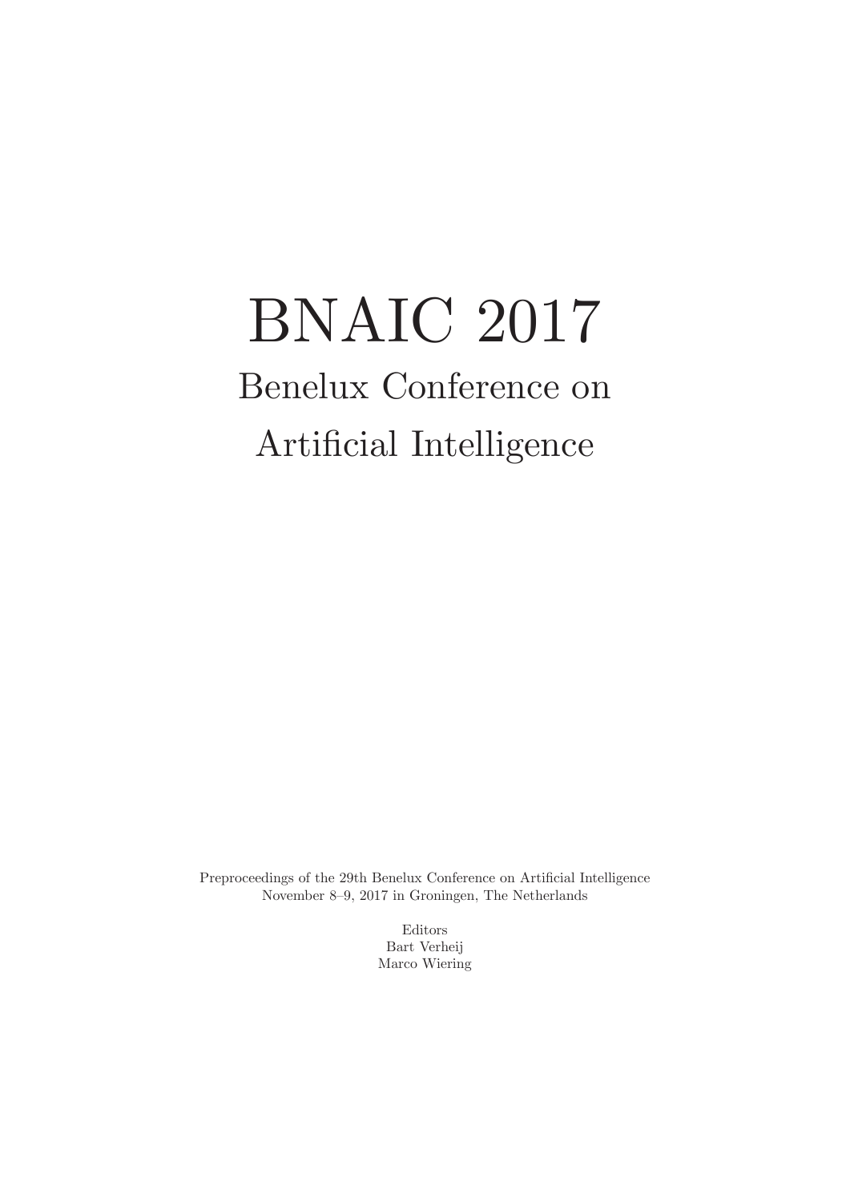# BNAIC 2017

## Benelux Conference on Artificial Intelligence

Preproceedings of the 29th Benelux Conference on Artificial Intelligence
November 8–9, 2017 in Groningen, The Netherlands

Editors
Bart Verheij
Marco Wiering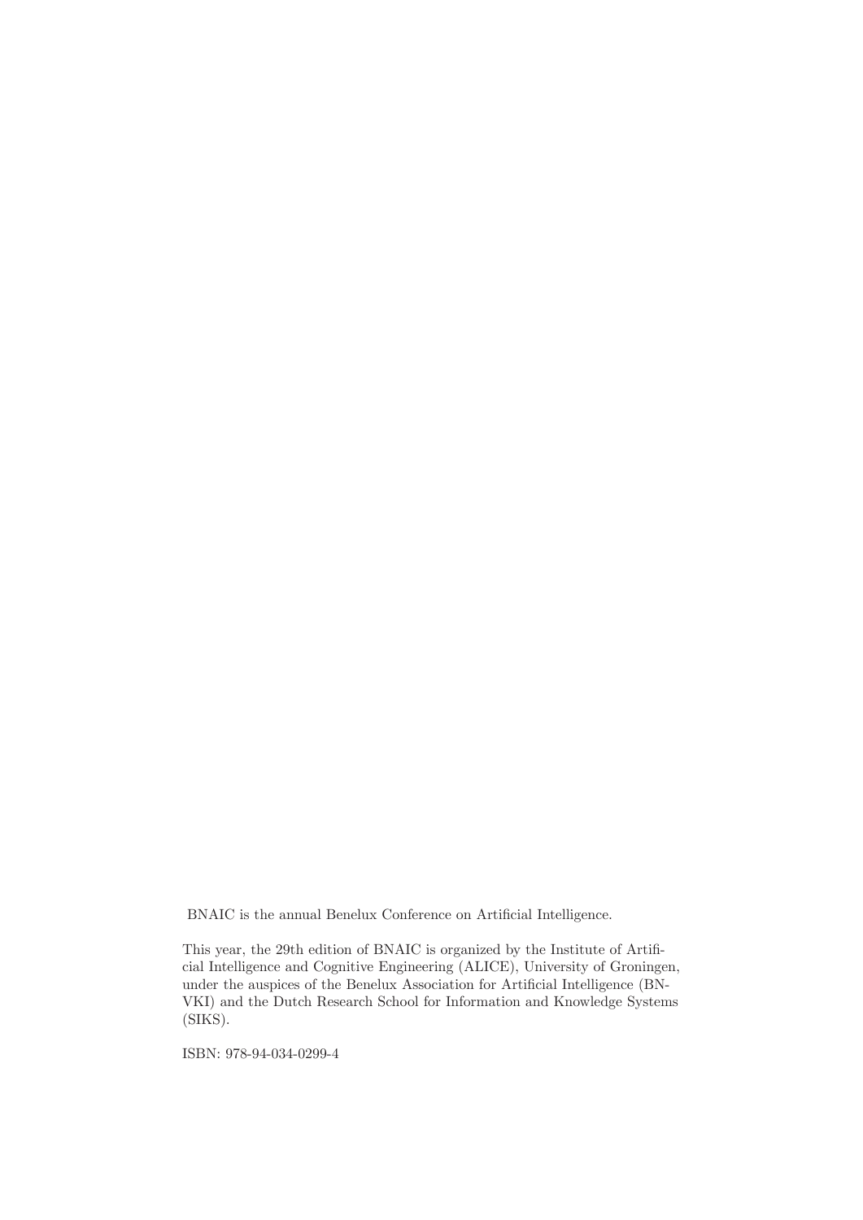BNAIC is the annual Benelux Conference on Artificial Intelligence.

This year, the 29th edition of BNAIC is organized by the Institute of Artificial Intelligence and Cognitive Engineering (ALICE), University of Groningen, under the auspices of the Benelux Association for Artificial Intelligence (BNVKI) and the Dutch Research School for Information and Knowledge Systems (SIKS).

ISBN: 978-94-034-0299-4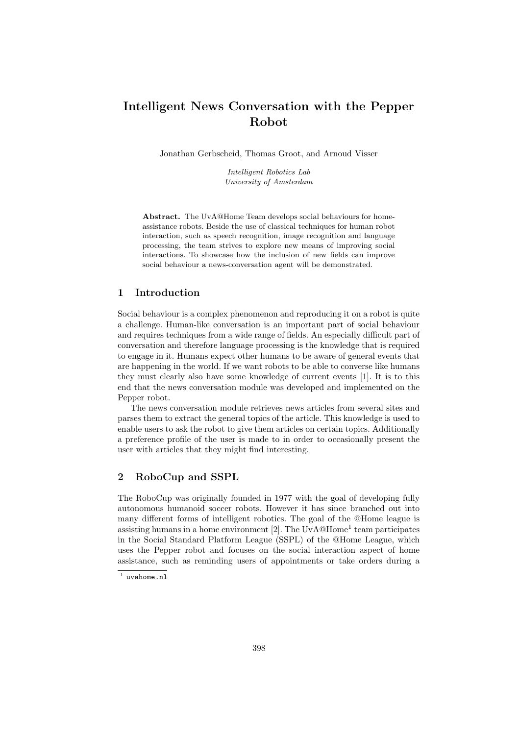# Intelligent News Conversation with the Pepper Robot

Jonathan Gerbscheid, Thomas Groot, and Arnoud Visser

*Intelligent Robotics Lab*
*University of Amsterdam*

**Abstract.** The UvA@Home Team develops social behaviours for home-assistance robots. Beside the use of classical techniques for human robot interaction, such as speech recognition, image recognition and language processing, the team strives to explore new means of improving social interactions. To showcase how the inclusion of new fields can improve social behaviour a news-conversation agent will be demonstrated.

## 1 Introduction

Social behaviour is a complex phenomenon and reproducing it on a robot is quite a challenge. Human-like conversation is an important part of social behaviour and requires techniques from a wide range of fields. An especially difficult part of conversation and therefore language processing is the knowledge that is required to engage in it. Humans expect other humans to be aware of general events that are happening in the world. If we want robots to be able to converse like humans they must clearly also have some knowledge of current events [1]. It is to this end that the news conversation module was developed and implemented on the Pepper robot.

The news conversation module retrieves news articles from several sites and parses them to extract the general topics of the article. This knowledge is used to enable users to ask the robot to give them articles on certain topics. Additionally a preference profile of the user is made to in order to occasionally present the user with articles that they might find interesting.

## 2 RoboCup and SSPL

The RoboCup was originally founded in 1977 with the goal of developing fully autonomous humanoid soccer robots. However it has since branched out into many different forms of intelligent robotics. The goal of the @Home league is assisting humans in a home environment [2]. The UvA@Home[1] team participates in the Social Standard Platform League (SSPL) of the @Home League, which uses the Pepper robot and focuses on the social interaction aspect of home assistance, such as reminding users of appointments or take orders during a

[1] uvahome.nl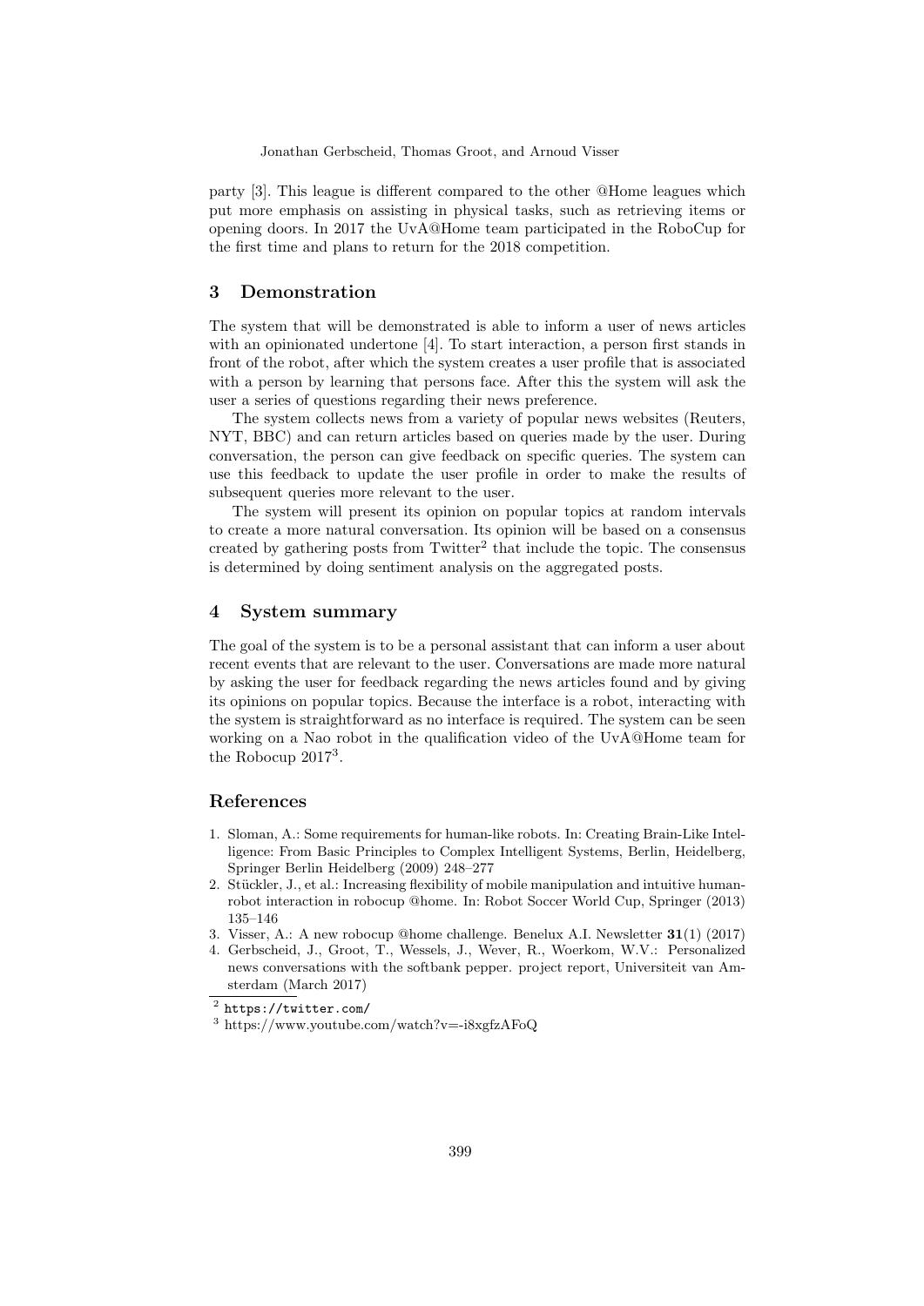party [3]. This league is different compared to the other @Home leagues which put more emphasis on assisting in physical tasks, such as retrieving items or opening doors. In 2017 the UvA@Home team participated in the RoboCup for the first time and plans to return for the 2018 competition.

## 3 Demonstration

The system that will be demonstrated is able to inform a user of news articles with an opinionated undertone [4]. To start interaction, a person first stands in front of the robot, after which the system creates a user profile that is associated with a person by learning that persons face. After this the system will ask the user a series of questions regarding their news preference.

The system collects news from a variety of popular news websites (Reuters, NYT, BBC) and can return articles based on queries made by the user. During conversation, the person can give feedback on specific queries. The system can use this feedback to update the user profile in order to make the results of subsequent queries more relevant to the user.

The system will present its opinion on popular topics at random intervals to create a more natural conversation. Its opinion will be based on a consensus created by gathering posts from Twitter[2] that include the topic. The consensus is determined by doing sentiment analysis on the aggregated posts.

## 4 System summary

The goal of the system is to be a personal assistant that can inform a user about recent events that are relevant to the user. Conversations are made more natural by asking the user for feedback regarding the news articles found and by giving its opinions on popular topics. Because the interface is a robot, interacting with the system is straightforward as no interface is required. The system can be seen working on a Nao robot in the qualification video of the UvA@Home team for the Robocup 2017[3].

## References

1. Sloman, A.: Some requirements for human-like robots. In: Creating Brain-Like Intelligence: From Basic Principles to Complex Intelligent Systems, Berlin, Heidelberg, Springer Berlin Heidelberg (2009) 248–277
2. Stückler, J., et al.: Increasing flexibility of mobile manipulation and intuitive human-robot interaction in robocup @home. In: Robot Soccer World Cup, Springer (2013) 135–146
3. Visser, A.: A new robocup @home challenge. Benelux A.I. Newsletter **31**(1) (2017)
4. Gerbscheid, J., Groot, T., Wessels, J., Wever, R., Woerkom, W.V.: Personalized news conversations with the softbank pepper. project report, Universiteit van Amsterdam (March 2017)

[2] https://twitter.com/

[3] https://www.youtube.com/watch?v=-i8xgfzAFoQ